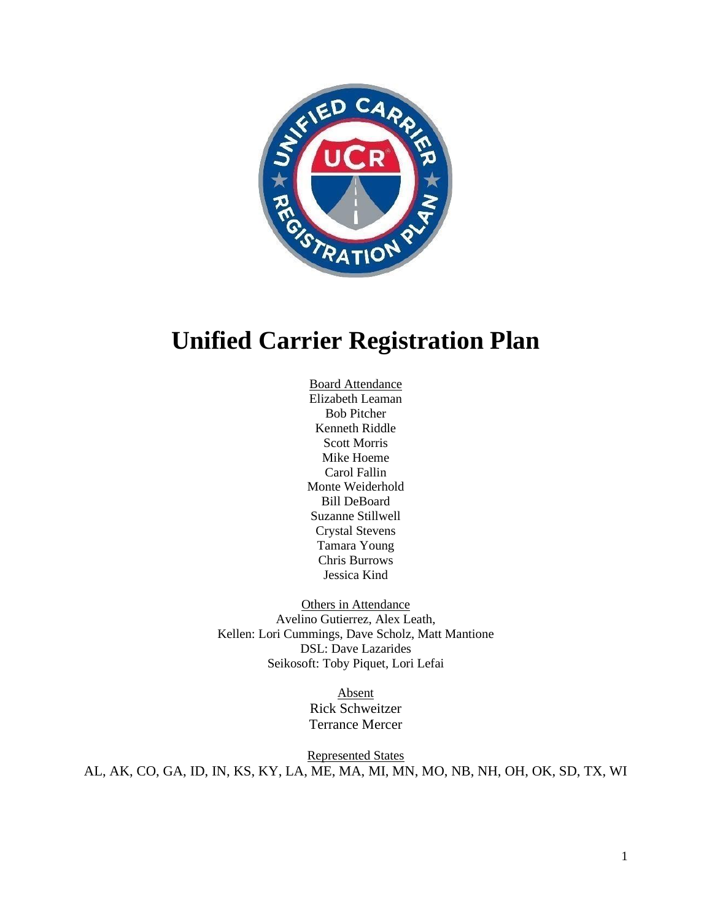# Unified Carrier Registration Plan

Board Attendance
Elizabeth Leaman
Bob Pitcher
Kenneth Riddle
Scott Morris
Mike Hoeme
Carol Fallin
Monte Weiderhold
Bill DeBoard
Suzanne Stillwell
Crystal Stevens
Tamara Young
Chris Burrows
Jessica Kind

Others in Attendance
Avelino Gutierrez, Alex Leath,
Kellen: Lori Cummings, Dave Scholz, Matt Mantione
DSL: Dave Lazarides
Seikosoft: Toby Piquet, Lori Lefai

Absent
Rick Schweitzer
Terrance Mercer

Represented States
AL, AK, CO, GA, ID, IN, KS, KY, LA, ME, MA, MI, MN, MO, NB, NH, OH, OK, SD, TX, WI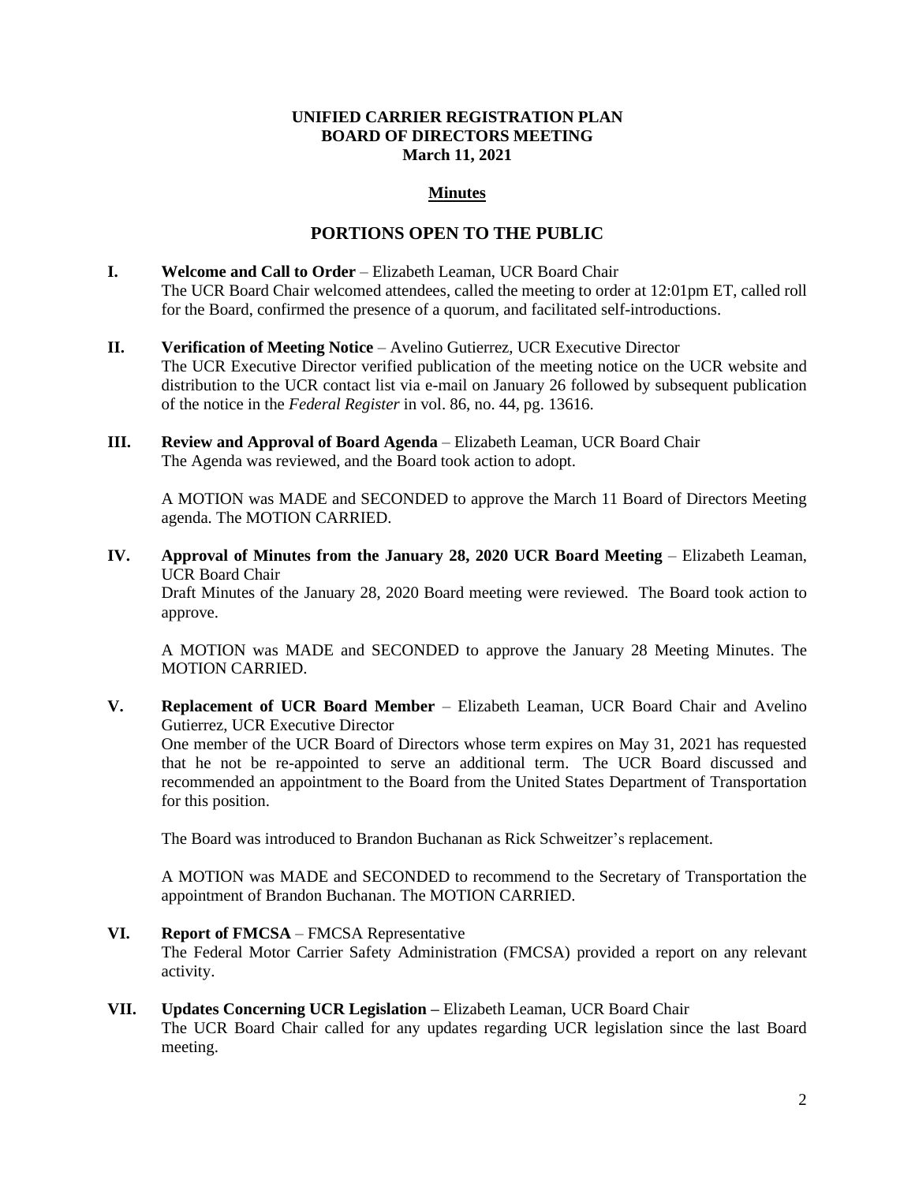**UNIFIED CARRIER REGISTRATION PLAN**
**BOARD OF DIRECTORS MEETING**
**March 11, 2021**

**Minutes**

## PORTIONS OPEN TO THE PUBLIC

**I. Welcome and Call to Order** – Elizabeth Leaman, UCR Board Chair
The UCR Board Chair welcomed attendees, called the meeting to order at 12:01pm ET, called roll for the Board, confirmed the presence of a quorum, and facilitated self-introductions.

**II. Verification of Meeting Notice** – Avelino Gutierrez, UCR Executive Director
The UCR Executive Director verified publication of the meeting notice on the UCR website and distribution to the UCR contact list via e-mail on January 26 followed by subsequent publication of the notice in the *Federal Register* in vol. 86, no. 44, pg. 13616.

**III. Review and Approval of Board Agenda** – Elizabeth Leaman, UCR Board Chair
The Agenda was reviewed, and the Board took action to adopt.

A MOTION was MADE and SECONDED to approve the March 11 Board of Directors Meeting agenda. The MOTION CARRIED.

**IV. Approval of Minutes from the January 28, 2020 UCR Board Meeting** – Elizabeth Leaman, UCR Board Chair
Draft Minutes of the January 28, 2020 Board meeting were reviewed. The Board took action to approve.

A MOTION was MADE and SECONDED to approve the January 28 Meeting Minutes. The MOTION CARRIED.

**V. Replacement of UCR Board Member** – Elizabeth Leaman, UCR Board Chair and Avelino Gutierrez, UCR Executive Director
One member of the UCR Board of Directors whose term expires on May 31, 2021 has requested that he not be re-appointed to serve an additional term. The UCR Board discussed and recommended an appointment to the Board from the United States Department of Transportation for this position.

The Board was introduced to Brandon Buchanan as Rick Schweitzer's replacement.

A MOTION was MADE and SECONDED to recommend to the Secretary of Transportation the appointment of Brandon Buchanan. The MOTION CARRIED.

**VI. Report of FMCSA** – FMCSA Representative
The Federal Motor Carrier Safety Administration (FMCSA) provided a report on any relevant activity.

**VII. Updates Concerning UCR Legislation –** Elizabeth Leaman, UCR Board Chair
The UCR Board Chair called for any updates regarding UCR legislation since the last Board meeting.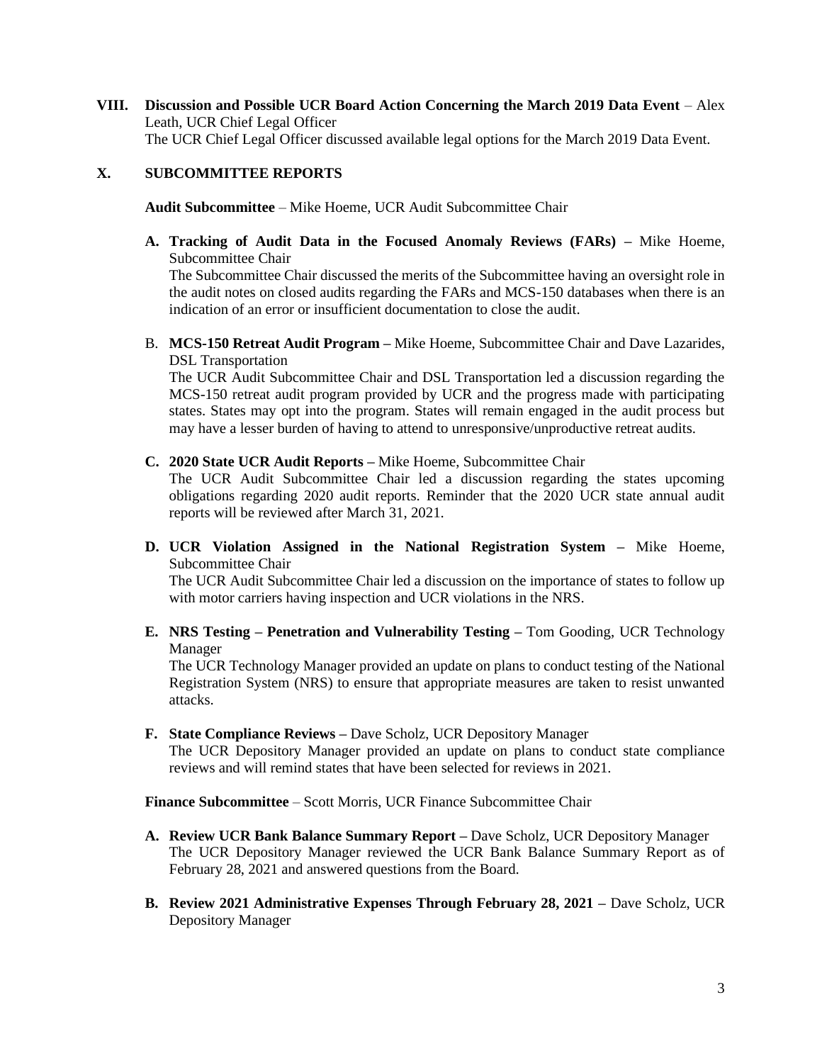**VIII. Discussion and Possible UCR Board Action Concerning the March 2019 Data Event** – Alex Leath, UCR Chief Legal Officer

The UCR Chief Legal Officer discussed available legal options for the March 2019 Data Event.

**X. SUBCOMMITTEE REPORTS**

**Audit Subcommittee** – Mike Hoeme, UCR Audit Subcommittee Chair

**A. Tracking of Audit Data in the Focused Anomaly Reviews (FARs) –** Mike Hoeme, Subcommittee Chair

The Subcommittee Chair discussed the merits of the Subcommittee having an oversight role in the audit notes on closed audits regarding the FARs and MCS-150 databases when there is an indication of an error or insufficient documentation to close the audit.

B. **MCS-150 Retreat Audit Program –** Mike Hoeme, Subcommittee Chair and Dave Lazarides, DSL Transportation

The UCR Audit Subcommittee Chair and DSL Transportation led a discussion regarding the MCS-150 retreat audit program provided by UCR and the progress made with participating states. States may opt into the program. States will remain engaged in the audit process but may have a lesser burden of having to attend to unresponsive/unproductive retreat audits.

**C. 2020 State UCR Audit Reports –** Mike Hoeme, Subcommittee Chair

The UCR Audit Subcommittee Chair led a discussion regarding the states upcoming obligations regarding 2020 audit reports. Reminder that the 2020 UCR state annual audit reports will be reviewed after March 31, 2021.

**D. UCR Violation Assigned in the National Registration System –** Mike Hoeme, Subcommittee Chair

The UCR Audit Subcommittee Chair led a discussion on the importance of states to follow up with motor carriers having inspection and UCR violations in the NRS.

**E. NRS Testing – Penetration and Vulnerability Testing –** Tom Gooding, UCR Technology Manager

The UCR Technology Manager provided an update on plans to conduct testing of the National Registration System (NRS) to ensure that appropriate measures are taken to resist unwanted attacks.

**F. State Compliance Reviews –** Dave Scholz, UCR Depository Manager

The UCR Depository Manager provided an update on plans to conduct state compliance reviews and will remind states that have been selected for reviews in 2021.

**Finance Subcommittee** – Scott Morris, UCR Finance Subcommittee Chair

**A. Review UCR Bank Balance Summary Report –** Dave Scholz, UCR Depository Manager

The UCR Depository Manager reviewed the UCR Bank Balance Summary Report as of February 28, 2021 and answered questions from the Board.

**B. Review 2021 Administrative Expenses Through February 28, 2021 –** Dave Scholz, UCR Depository Manager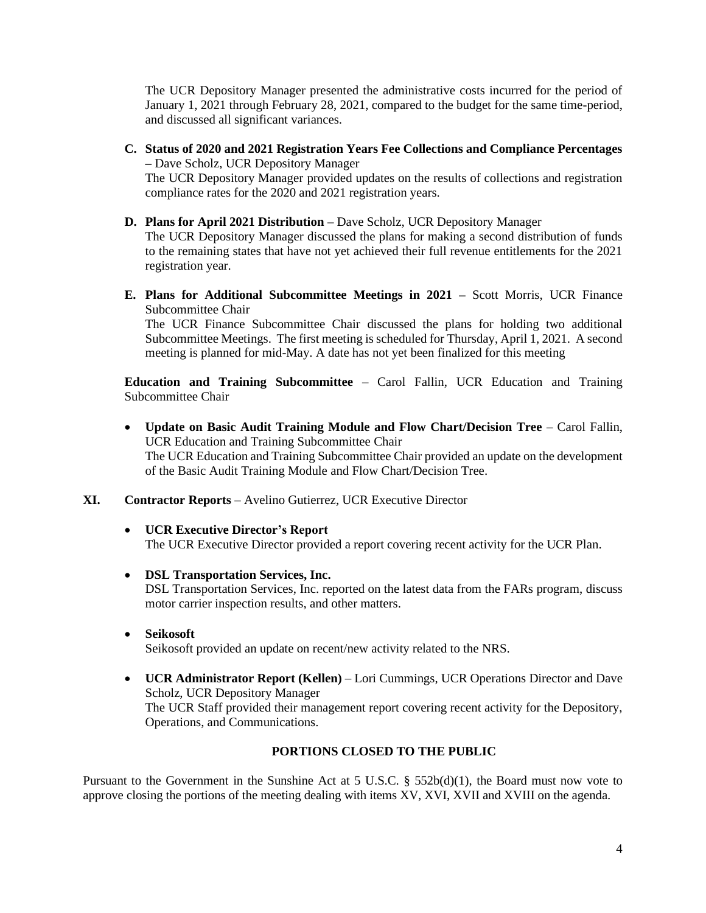The UCR Depository Manager presented the administrative costs incurred for the period of January 1, 2021 through February 28, 2021, compared to the budget for the same time-period, and discussed all significant variances.

**C. Status of 2020 and 2021 Registration Years Fee Collections and Compliance Percentages –** Dave Scholz, UCR Depository Manager
The UCR Depository Manager provided updates on the results of collections and registration compliance rates for the 2020 and 2021 registration years.

**D. Plans for April 2021 Distribution –** Dave Scholz, UCR Depository Manager
The UCR Depository Manager discussed the plans for making a second distribution of funds to the remaining states that have not yet achieved their full revenue entitlements for the 2021 registration year.

**E. Plans for Additional Subcommittee Meetings in 2021 –** Scott Morris, UCR Finance Subcommittee Chair
The UCR Finance Subcommittee Chair discussed the plans for holding two additional Subcommittee Meetings. The first meeting is scheduled for Thursday, April 1, 2021. A second meeting is planned for mid-May. A date has not yet been finalized for this meeting

**Education and Training Subcommittee** – Carol Fallin, UCR Education and Training Subcommittee Chair

- **Update on Basic Audit Training Module and Flow Chart/Decision Tree** – Carol Fallin, UCR Education and Training Subcommittee Chair
The UCR Education and Training Subcommittee Chair provided an update on the development of the Basic Audit Training Module and Flow Chart/Decision Tree.

**XI. Contractor Reports** – Avelino Gutierrez, UCR Executive Director

- **UCR Executive Director's Report**
The UCR Executive Director provided a report covering recent activity for the UCR Plan.

- **DSL Transportation Services, Inc.**
DSL Transportation Services, Inc. reported on the latest data from the FARs program, discuss motor carrier inspection results, and other matters.

- **Seikosoft**
Seikosoft provided an update on recent/new activity related to the NRS.

- **UCR Administrator Report (Kellen)** – Lori Cummings, UCR Operations Director and Dave Scholz, UCR Depository Manager
The UCR Staff provided their management report covering recent activity for the Depository, Operations, and Communications.

**PORTIONS CLOSED TO THE PUBLIC**

Pursuant to the Government in the Sunshine Act at 5 U.S.C. § 552b(d)(1), the Board must now vote to approve closing the portions of the meeting dealing with items XV, XVI, XVII and XVIII on the agenda.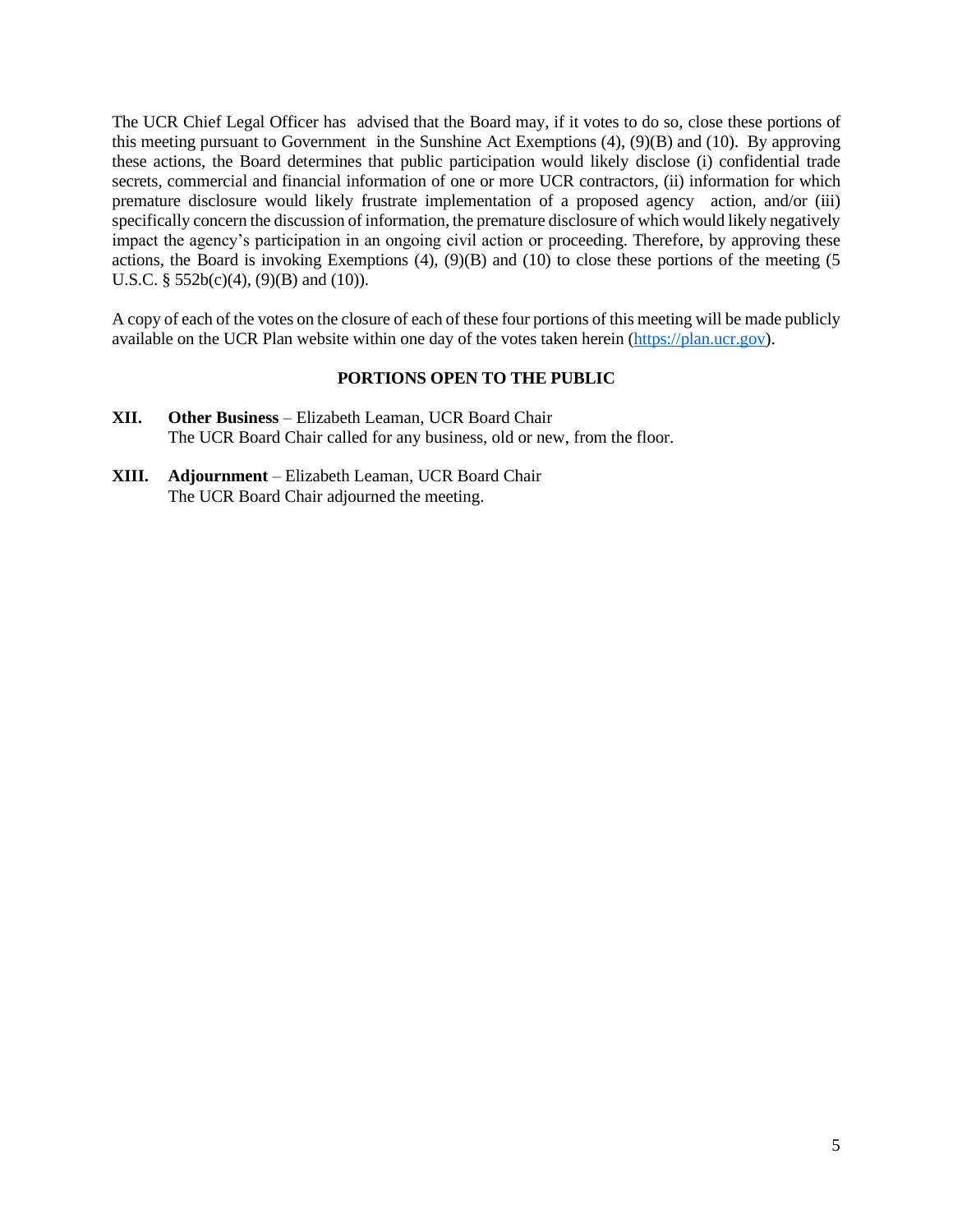The UCR Chief Legal Officer has advised that the Board may, if it votes to do so, close these portions of this meeting pursuant to Government in the Sunshine Act Exemptions (4), (9)(B) and (10). By approving these actions, the Board determines that public participation would likely disclose (i) confidential trade secrets, commercial and financial information of one or more UCR contractors, (ii) information for which premature disclosure would likely frustrate implementation of a proposed agency action, and/or (iii) specifically concern the discussion of information, the premature disclosure of which would likely negatively impact the agency's participation in an ongoing civil action or proceeding. Therefore, by approving these actions, the Board is invoking Exemptions (4), (9)(B) and (10) to close these portions of the meeting (5 U.S.C. § 552b(c)(4), (9)(B) and (10)).

A copy of each of the votes on the closure of each of these four portions of this meeting will be made publicly available on the UCR Plan website within one day of the votes taken herein (https://plan.ucr.gov).

**PORTIONS OPEN TO THE PUBLIC**

**XII. Other Business** – Elizabeth Leaman, UCR Board Chair
The UCR Board Chair called for any business, old or new, from the floor.

**XIII. Adjournment** – Elizabeth Leaman, UCR Board Chair
The UCR Board Chair adjourned the meeting.